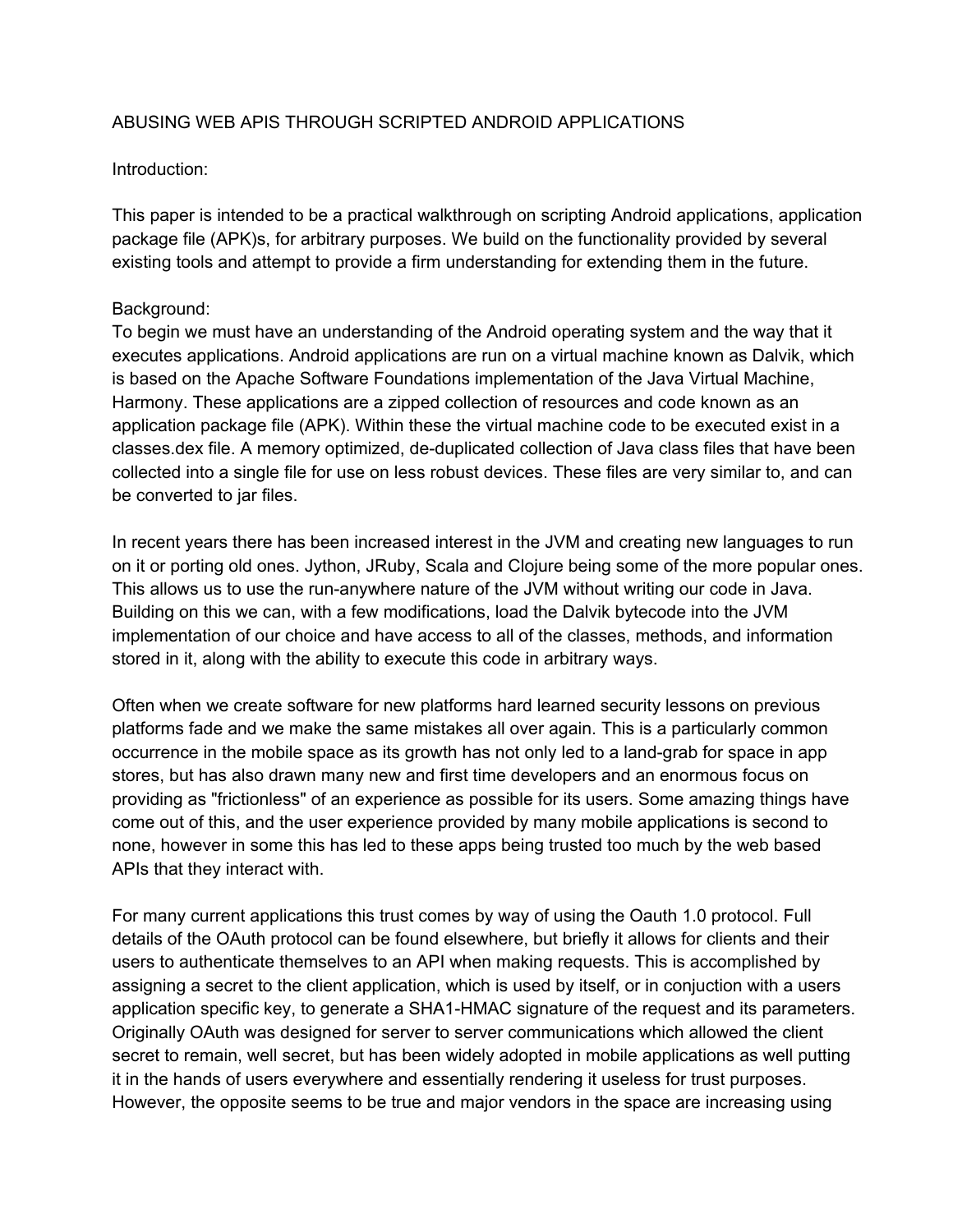# ABUSING WEB APIS THROUGH SCRIPTED ANDROID APPLICATIONS

## Introduction:

This paper is intended to be a practical walkthrough on scripting Android applications, application package file (APK)s, for arbitrary purposes. We build on the functionality provided by several existing tools and attempt to provide a firm understanding for extending them in the future.

## Background:

To begin we must have an understanding of the Android operating system and the way that it executes applications. Android applications are run on a virtual machine known as Dalvik, which is based on the Apache Software Foundations implementation of the Java Virtual Machine, Harmony. These applications are a zipped collection of resources and code known as an application package file (APK). Within these the virtual machine code to be executed exist in a classes.dex file. A memory optimized, de-duplicated collection of Java class files that have been collected into a single file for use on less robust devices. These files are very similar to, and can be converted to jar files.

In recent years there has been increased interest in the JVM and creating new languages to run on it or porting old ones. Jython, JRuby, Scala and Clojure being some of the more popular ones. This allows us to use the run-anywhere nature of the JVM without writing our code in Java. Building on this we can, with a few modifications, load the Dalvik bytecode into the JVM implementation of our choice and have access to all of the classes, methods, and information stored in it, along with the ability to execute this code in arbitrary ways.

Often when we create software for new platforms hard learned security lessons on previous platforms fade and we make the same mistakes all over again. This is a particularly common occurrence in the mobile space as its growth has not only led to a land-grab for space in app stores, but has also drawn many new and first time developers and an enormous focus on providing as "frictionless" of an experience as possible for its users. Some amazing things have come out of this, and the user experience provided by many mobile applications is second to none, however in some this has led to these apps being trusted too much by the web based APIs that they interact with.

For many current applications this trust comes by way of using the Oauth 1.0 protocol. Full details of the OAuth protocol can be found elsewhere, but briefly it allows for clients and their users to authenticate themselves to an API when making requests. This is accomplished by assigning a secret to the client application, which is used by itself, or in conjuction with a users application specific key, to generate a SHA1-HMAC signature of the request and its parameters. Originally OAuth was designed for server to server communications which allowed the client secret to remain, well secret, but has been widely adopted in mobile applications as well putting it in the hands of users everywhere and essentially rendering it useless for trust purposes. However, the opposite seems to be true and major vendors in the space are increasing using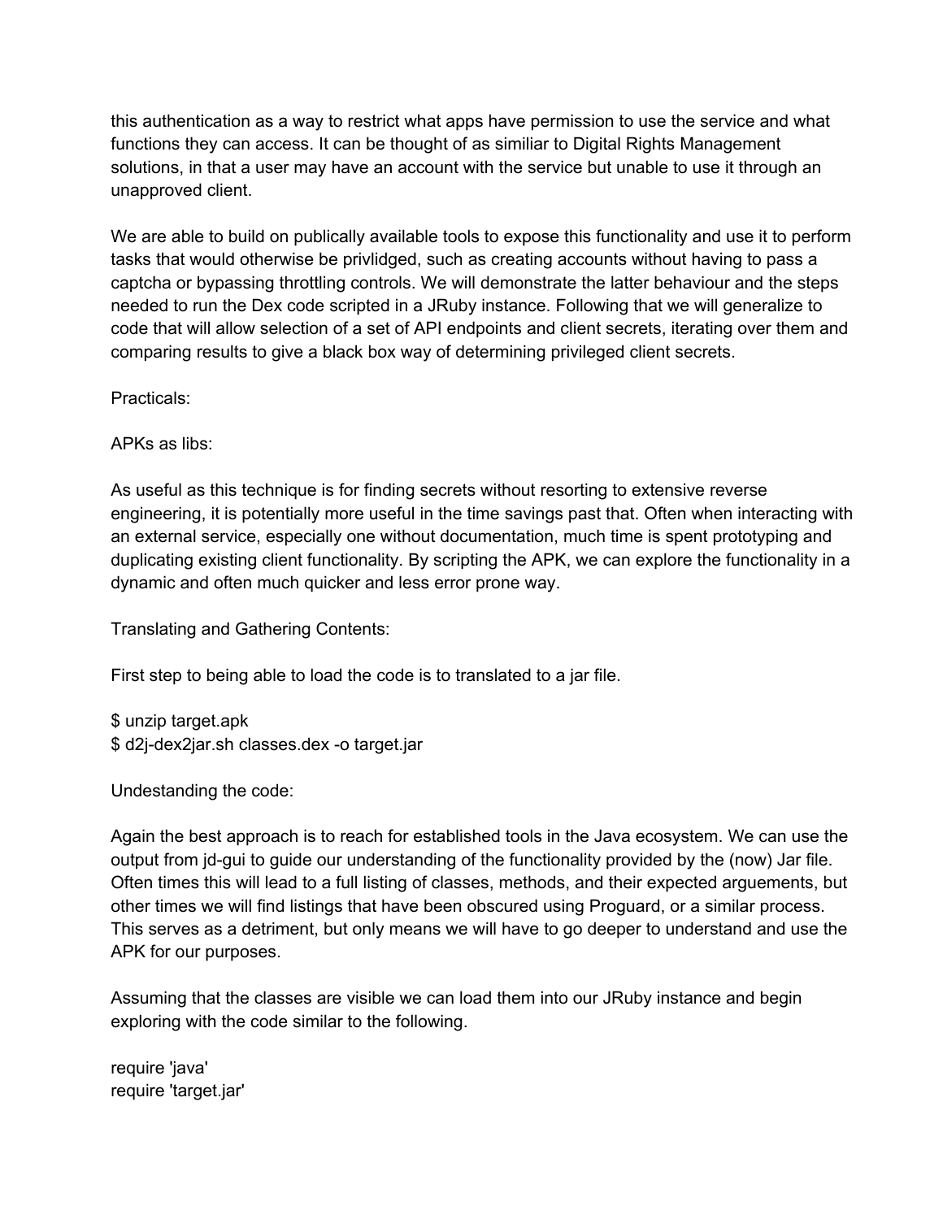this authentication as a way to restrict what apps have permission to use the service and what functions they can access. It can be thought of as similiar to Digital Rights Management solutions, in that a user may have an account with the service but unable to use it through an unapproved client.

We are able to build on publically available tools to expose this functionality and use it to perform tasks that would otherwise be privlidged, such as creating accounts without having to pass a captcha or bypassing throttling controls. We will demonstrate the latter behaviour and the steps needed to run the Dex code scripted in a JRuby instance. Following that we will generalize to code that will allow selection of a set of API endpoints and client secrets, iterating over them and comparing results to give a black box way of determining privileged client secrets.

Practicals:

APKs as libs:

As useful as this technique is for finding secrets without resorting to extensive reverse engineering, it is potentially more useful in the time savings past that. Often when interacting with an external service, especially one without documentation, much time is spent prototyping and duplicating existing client functionality. By scripting the APK, we can explore the functionality in a dynamic and often much quicker and less error prone way.

Translating and Gathering Contents:

First step to being able to load the code is to translated to a jar file.

```
$ unzip target.apk
$ d2j-dex2jar.sh classes.dex -o target.jar
```

Undestanding the code:

Again the best approach is to reach for established tools in the Java ecosystem. We can use the output from jd-gui to guide our understanding of the functionality provided by the (now) Jar file. Often times this will lead to a full listing of classes, methods, and their expected arguements, but other times we will find listings that have been obscured using Proguard, or a similar process. This serves as a detriment, but only means we will have to go deeper to understand and use the APK for our purposes.

Assuming that the classes are visible we can load them into our JRuby instance and begin exploring with the code similar to the following.

```
require 'java'
require 'target.jar'
```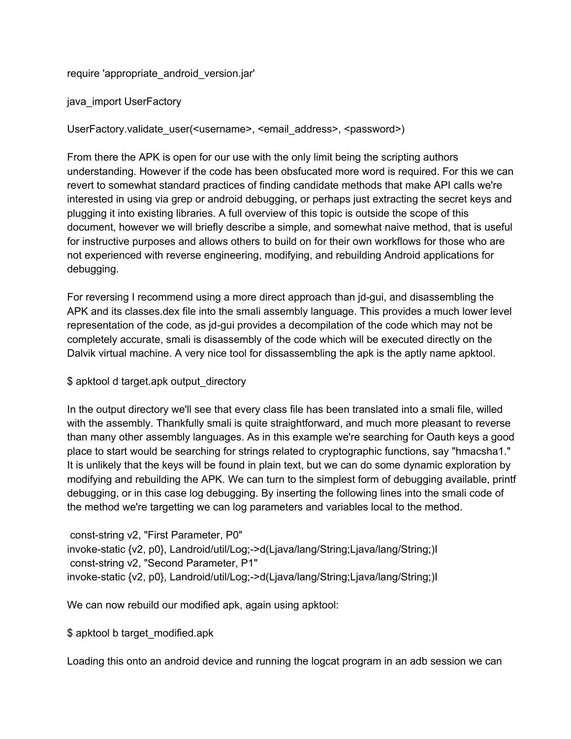require 'appropriate_android_version.jar'

java_import UserFactory

UserFactory.validate_user(<username>, <email_address>, <password>)

From there the APK is open for our use with the only limit being the scripting authors understanding. However if the code has been obsfucated more word is required. For this we can revert to somewhat standard practices of finding candidate methods that make API calls we're interested in using via grep or android debugging, or perhaps just extracting the secret keys and plugging it into existing libraries. A full overview of this topic is outside the scope of this document, however we will briefly describe a simple, and somewhat naive method, that is useful for instructive purposes and allows others to build on for their own workflows for those who are not experienced with reverse engineering, modifying, and rebuilding Android applications for debugging.

For reversing I recommend using a more direct approach than jd-gui, and disassembling the APK and its classes.dex file into the smali assembly language. This provides a much lower level representation of the code, as jd-gui provides a decompilation of the code which may not be completely accurate, smali is disassembly of the code which will be executed directly on the Dalvik virtual machine. A very nice tool for dissassembling the apk is the aptly name apktool.

```
$ apktool d target.apk output_directory
```

In the output directory we'll see that every class file has been translated into a smali file, willed with the assembly. Thankfully smali is quite straightforward, and much more pleasant to reverse than many other assembly languages. As in this example we're searching for Oauth keys a good place to start would be searching for strings related to cryptographic functions, say "hmacsha1." It is unlikely that the keys will be found in plain text, but we can do some dynamic exploration by modifying and rebuilding the APK. We can turn to the simplest form of debugging available, printf debugging, or in this case log debugging. By inserting the following lines into the smali code of the method we're targetting we can log parameters and variables local to the method.

```
 const-string v2, "First Parameter, P0"
invoke-static {v2, p0}, Landroid/util/Log;->d(Ljava/lang/String;Ljava/lang/String;)I
 const-string v2, "Second Parameter, P1"
invoke-static {v2, p0}, Landroid/util/Log;->d(Ljava/lang/String;Ljava/lang/String;)I
```

We can now rebuild our modified apk, again using apktool:

```
$ apktool b target_modified.apk
```

Loading this onto an android device and running the logcat program in an adb session we can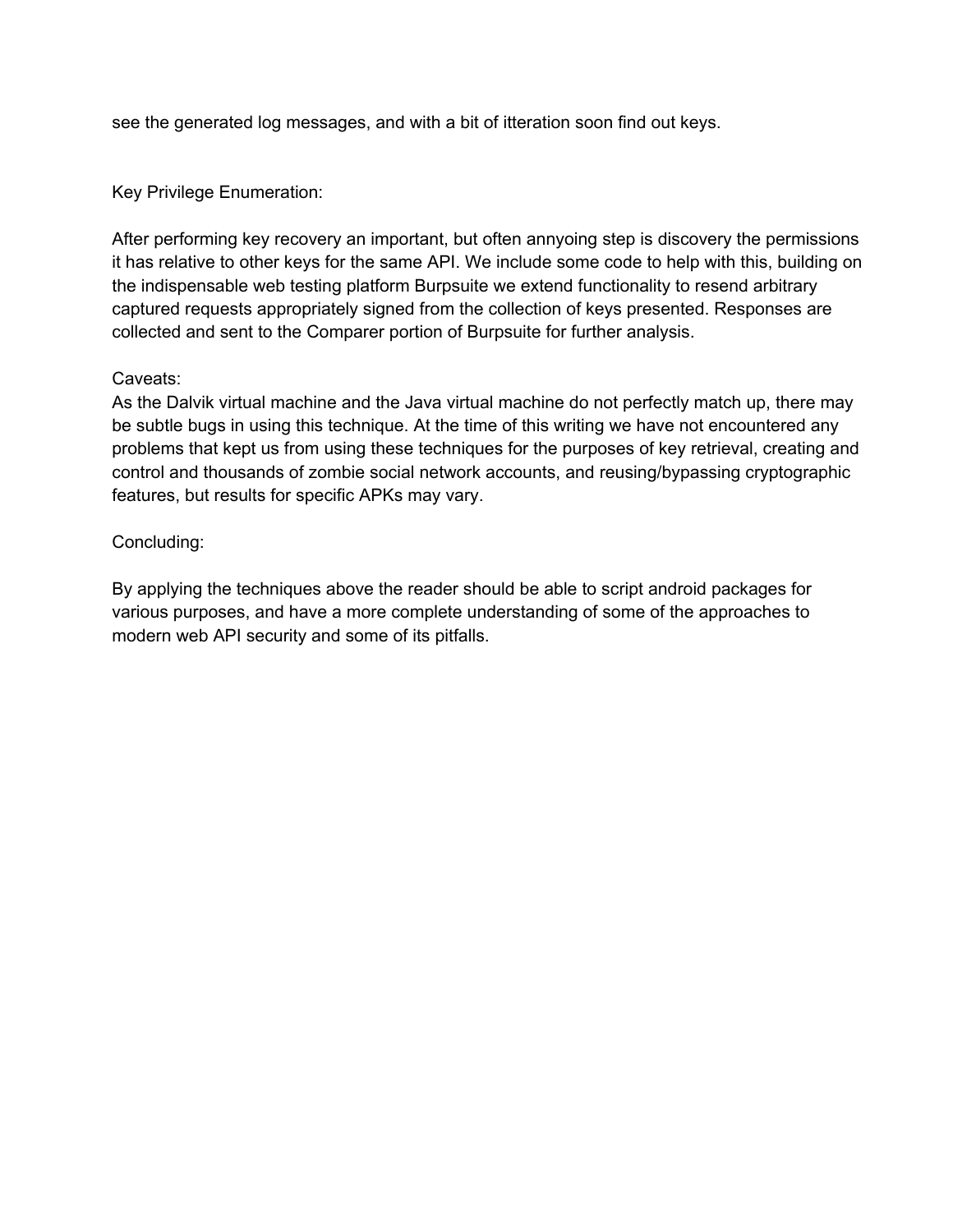see the generated log messages, and with a bit of itteration soon find out keys.

Key Privilege Enumeration:

After performing key recovery an important, but often annyoing step is discovery the permissions it has relative to other keys for the same API. We include some code to help with this, building on the indispensable web testing platform Burpsuite we extend functionality to resend arbitrary captured requests appropriately signed from the collection of keys presented. Responses are collected and sent to the Comparer portion of Burpsuite for further analysis.

Caveats:
As the Dalvik virtual machine and the Java virtual machine do not perfectly match up, there may be subtle bugs in using this technique. At the time of this writing we have not encountered any problems that kept us from using these techniques for the purposes of key retrieval, creating and control and thousands of zombie social network accounts, and reusing/bypassing cryptographic features, but results for specific APKs may vary.

Concluding:

By applying the techniques above the reader should be able to script android packages for various purposes, and have a more complete understanding of some of the approaches to modern web API security and some of its pitfalls.